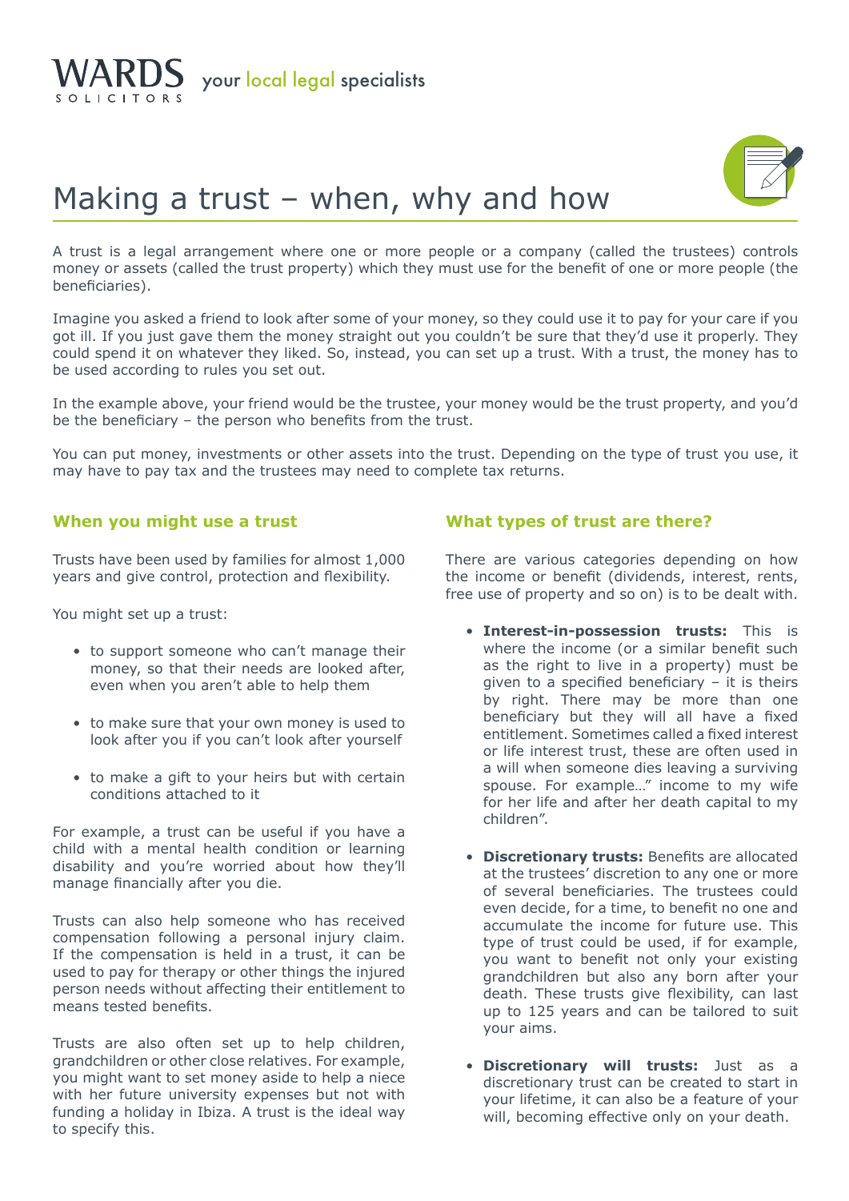WARDS SOLICITORS your local legal specialists

# Making a trust – when, why and how

A trust is a legal arrangement where one or more people or a company (called the trustees) controls money or assets (called the trust property) which they must use for the benefit of one or more people (the beneficiaries).

Imagine you asked a friend to look after some of your money, so they could use it to pay for your care if you got ill. If you just gave them the money straight out you couldn't be sure that they'd use it properly. They could spend it on whatever they liked. So, instead, you can set up a trust. With a trust, the money has to be used according to rules you set out.

In the example above, your friend would be the trustee, your money would be the trust property, and you'd be the beneficiary – the person who benefits from the trust.

You can put money, investments or other assets into the trust. Depending on the type of trust you use, it may have to pay tax and the trustees may need to complete tax returns.

## When you might use a trust

Trusts have been used by families for almost 1,000 years and give control, protection and flexibility.

You might set up a trust:

- to support someone who can't manage their money, so that their needs are looked after, even when you aren't able to help them
- to make sure that your own money is used to look after you if you can't look after yourself
- to make a gift to your heirs but with certain conditions attached to it

For example, a trust can be useful if you have a child with a mental health condition or learning disability and you're worried about how they'll manage financially after you die.

Trusts can also help someone who has received compensation following a personal injury claim. If the compensation is held in a trust, it can be used to pay for therapy or other things the injured person needs without affecting their entitlement to means tested benefits.

Trusts are also often set up to help children, grandchildren or other close relatives. For example, you might want to set money aside to help a niece with her future university expenses but not with funding a holiday in Ibiza. A trust is the ideal way to specify this.

## What types of trust are there?

There are various categories depending on how the income or benefit (dividends, interest, rents, free use of property and so on) is to be dealt with.

- **Interest-in-possession trusts:** This is where the income (or a similar benefit such as the right to live in a property) must be given to a specified beneficiary – it is theirs by right. There may be more than one beneficiary but they will all have a fixed entitlement. Sometimes called a fixed interest or life interest trust, these are often used in a will when someone dies leaving a surviving spouse. For example…" income to my wife for her life and after her death capital to my children".
- **Discretionary trusts:** Benefits are allocated at the trustees' discretion to any one or more of several beneficiaries. The trustees could even decide, for a time, to benefit no one and accumulate the income for future use. This type of trust could be used, if for example, you want to benefit not only your existing grandchildren but also any born after your death. These trusts give flexibility, can last up to 125 years and can be tailored to suit your aims.
- **Discretionary will trusts:** Just as a discretionary trust can be created to start in your lifetime, it can also be a feature of your will, becoming effective only on your death.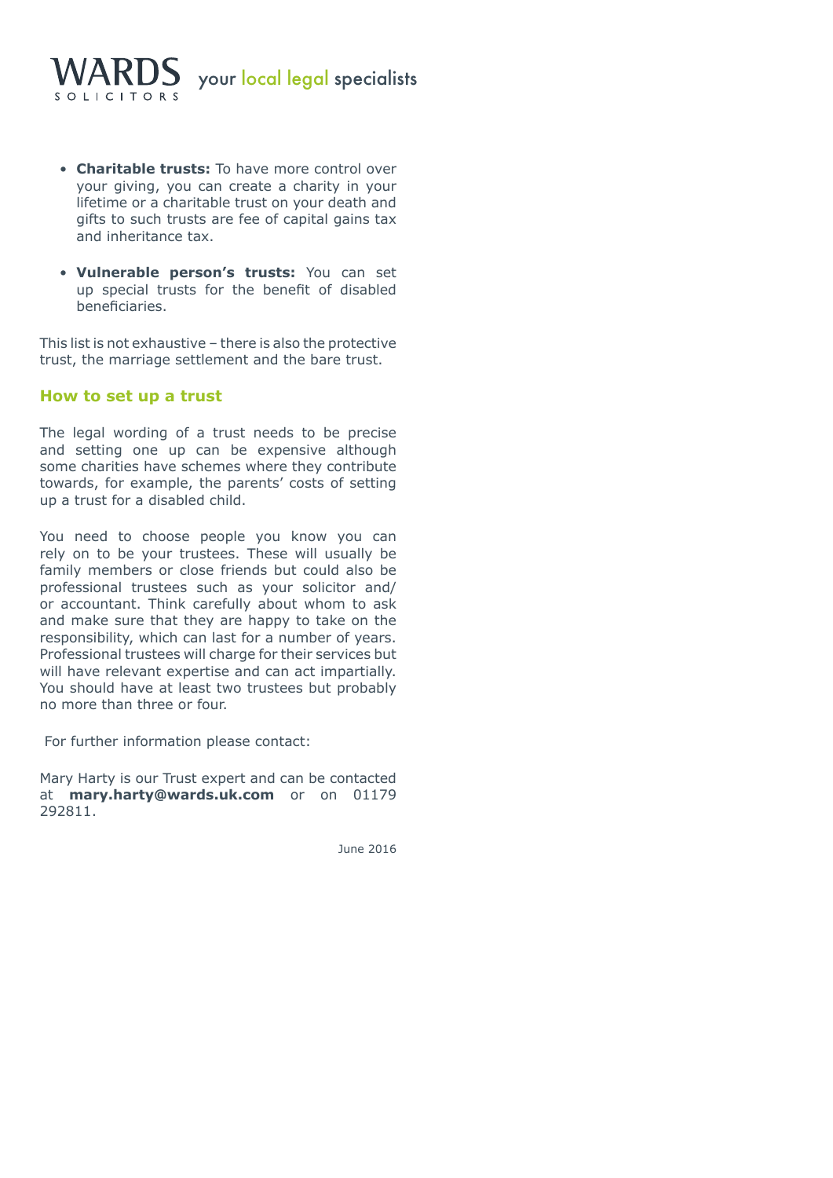- **Charitable trusts:** To have more control over your giving, you can create a charity in your lifetime or a charitable trust on your death and gifts to such trusts are fee of capital gains tax and inheritance tax.

- **Vulnerable person's trusts:** You can set up special trusts for the benefit of disabled beneficiaries.

This list is not exhaustive – there is also the protective trust, the marriage settlement and the bare trust.

## How to set up a trust

The legal wording of a trust needs to be precise and setting one up can be expensive although some charities have schemes where they contribute towards, for example, the parents' costs of setting up a trust for a disabled child.

You need to choose people you know you can rely on to be your trustees. These will usually be family members or close friends but could also be professional trustees such as your solicitor and/or accountant. Think carefully about whom to ask and make sure that they are happy to take on the responsibility, which can last for a number of years. Professional trustees will charge for their services but will have relevant expertise and can act impartially. You should have at least two trustees but probably no more than three or four.

For further information please contact:

Mary Harty is our Trust expert and can be contacted at **mary.harty@wards.uk.com** or on 01179 292811.

June 2016